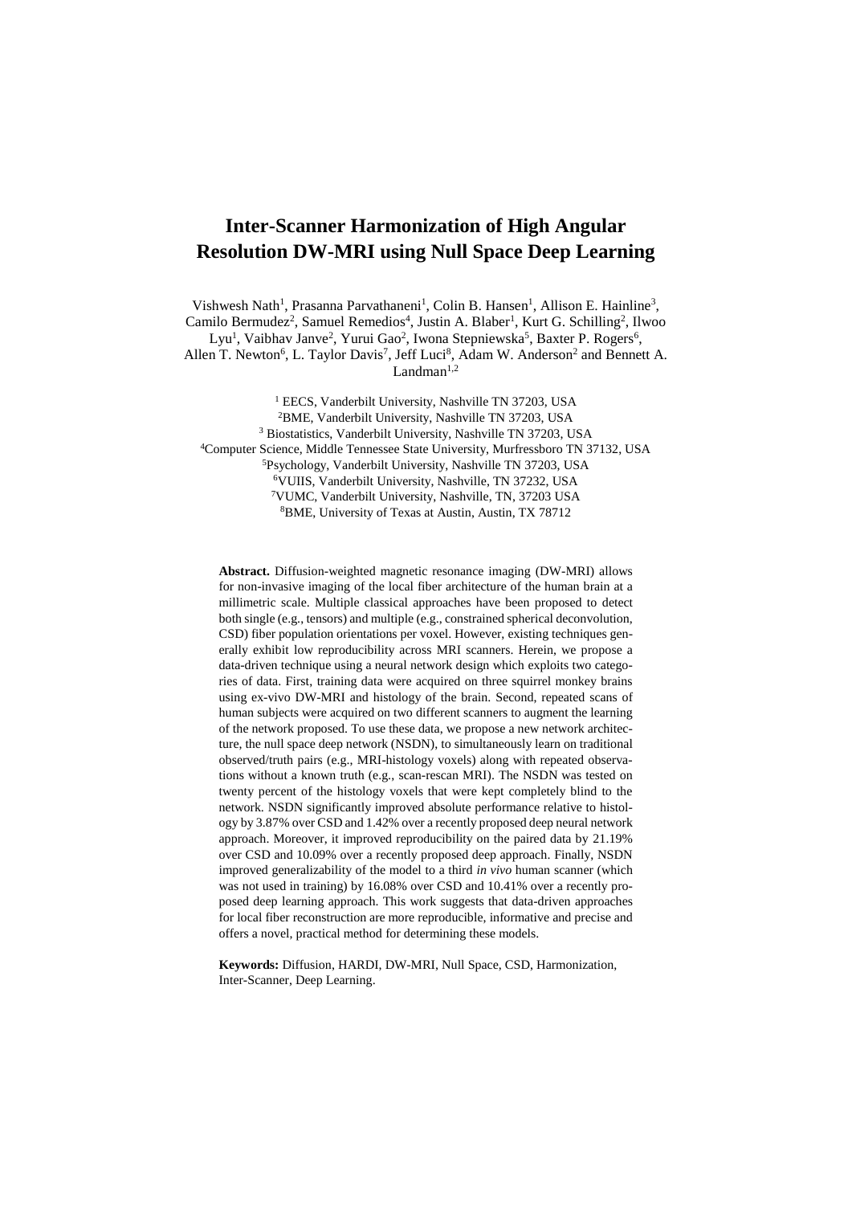# Inter-Scanner Harmonization of High Angular Resolution DW-MRI using Null Space Deep Learning

Vishwesh Nath[1], Prasanna Parvathaneni[1], Colin B. Hansen[1], Allison E. Hainline[3], Camilo Bermudez[2], Samuel Remedios[4], Justin A. Blaber[1], Kurt G. Schilling[2], Ilwoo Lyu[1], Vaibhav Janve[2], Yurui Gao[2], Iwona Stepniewska[5], Baxter P. Rogers[6], Allen T. Newton[6], L. Taylor Davis[7], Jeff Luci[8], Adam W. Anderson[2] and Bennett A. Landman[1,2]

[1] EECS, Vanderbilt University, Nashville TN 37203, USA
[2]BME, Vanderbilt University, Nashville TN 37203, USA
[3] Biostatistics, Vanderbilt University, Nashville TN 37203, USA
[4]Computer Science, Middle Tennessee State University, Murfressboro TN 37132, USA
[5]Psychology, Vanderbilt University, Nashville TN 37203, USA
[6]VUIIS, Vanderbilt University, Nashville, TN 37232, USA
[7]VUMC, Vanderbilt University, Nashville, TN, 37203 USA
[8]BME, University of Texas at Austin, Austin, TX 78712

**Abstract.** Diffusion-weighted magnetic resonance imaging (DW-MRI) allows for non-invasive imaging of the local fiber architecture of the human brain at a millimetric scale. Multiple classical approaches have been proposed to detect both single (e.g., tensors) and multiple (e.g., constrained spherical deconvolution, CSD) fiber population orientations per voxel. However, existing techniques generally exhibit low reproducibility across MRI scanners. Herein, we propose a data-driven technique using a neural network design which exploits two categories of data. First, training data were acquired on three squirrel monkey brains using ex-vivo DW-MRI and histology of the brain. Second, repeated scans of human subjects were acquired on two different scanners to augment the learning of the network proposed. To use these data, we propose a new network architecture, the null space deep network (NSDN), to simultaneously learn on traditional observed/truth pairs (e.g., MRI-histology voxels) along with repeated observations without a known truth (e.g., scan-rescan MRI). The NSDN was tested on twenty percent of the histology voxels that were kept completely blind to the network. NSDN significantly improved absolute performance relative to histology by 3.87% over CSD and 1.42% over a recently proposed deep neural network approach. Moreover, it improved reproducibility on the paired data by 21.19% over CSD and 10.09% over a recently proposed deep approach. Finally, NSDN improved generalizability of the model to a third *in vivo* human scanner (which was not used in training) by 16.08% over CSD and 10.41% over a recently proposed deep learning approach. This work suggests that data-driven approaches for local fiber reconstruction are more reproducible, informative and precise and offers a novel, practical method for determining these models.

**Keywords:** Diffusion, HARDI, DW-MRI, Null Space, CSD, Harmonization, Inter-Scanner, Deep Learning.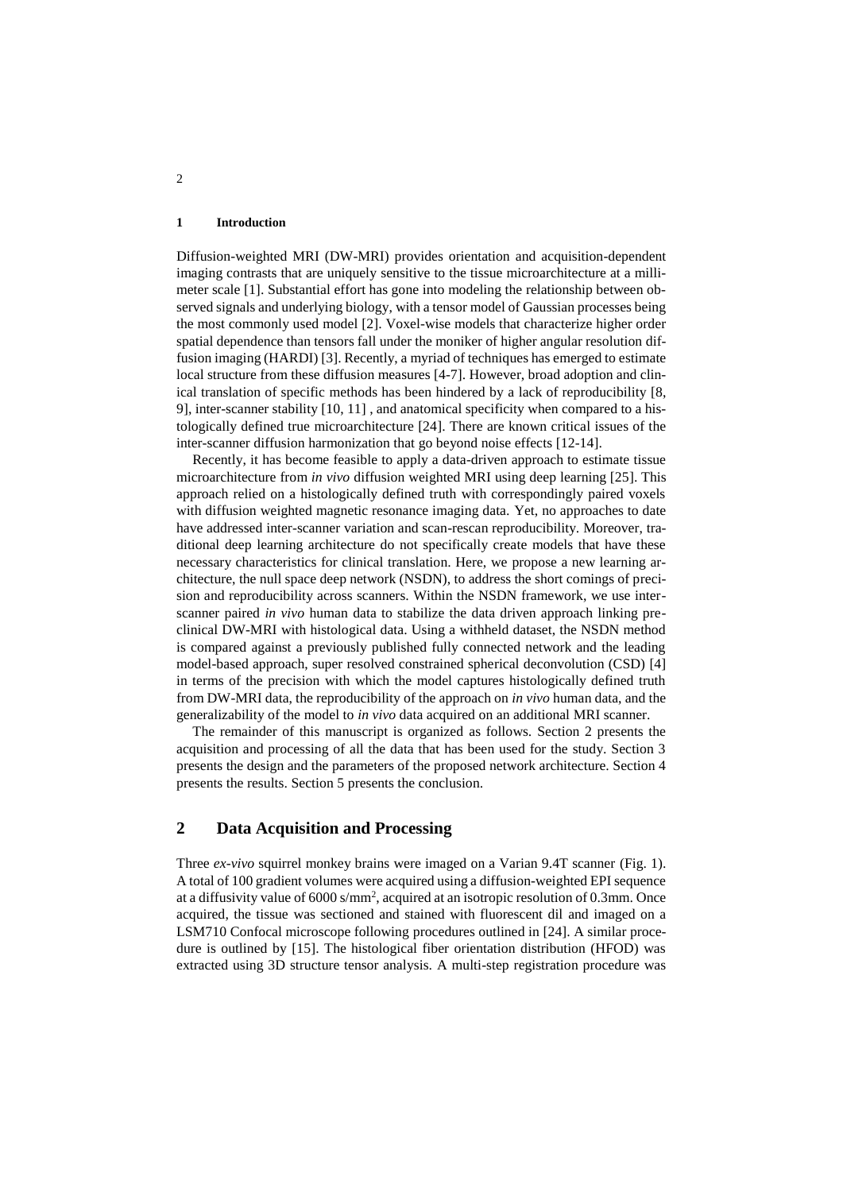## 1 Introduction

Diffusion-weighted MRI (DW-MRI) provides orientation and acquisition-dependent imaging contrasts that are uniquely sensitive to the tissue microarchitecture at a millimeter scale [1]. Substantial effort has gone into modeling the relationship between observed signals and underlying biology, with a tensor model of Gaussian processes being the most commonly used model [2]. Voxel-wise models that characterize higher order spatial dependence than tensors fall under the moniker of higher angular resolution diffusion imaging (HARDI) [3]. Recently, a myriad of techniques has emerged to estimate local structure from these diffusion measures [4-7]. However, broad adoption and clinical translation of specific methods has been hindered by a lack of reproducibility [8, 9], inter-scanner stability [10, 11] , and anatomical specificity when compared to a histologically defined true microarchitecture [24]. There are known critical issues of the inter-scanner diffusion harmonization that go beyond noise effects [12-14].

Recently, it has become feasible to apply a data-driven approach to estimate tissue microarchitecture from *in vivo* diffusion weighted MRI using deep learning [25]. This approach relied on a histologically defined truth with correspondingly paired voxels with diffusion weighted magnetic resonance imaging data. Yet, no approaches to date have addressed inter-scanner variation and scan-rescan reproducibility. Moreover, traditional deep learning architecture do not specifically create models that have these necessary characteristics for clinical translation. Here, we propose a new learning architecture, the null space deep network (NSDN), to address the short comings of precision and reproducibility across scanners. Within the NSDN framework, we use inter-scanner paired *in vivo* human data to stabilize the data driven approach linking preclinical DW-MRI with histological data. Using a withheld dataset, the NSDN method is compared against a previously published fully connected network and the leading model-based approach, super resolved constrained spherical deconvolution (CSD) [4] in terms of the precision with which the model captures histologically defined truth from DW-MRI data, the reproducibility of the approach on *in vivo* human data, and the generalizability of the model to *in vivo* data acquired on an additional MRI scanner.

The remainder of this manuscript is organized as follows. Section 2 presents the acquisition and processing of all the data that has been used for the study. Section 3 presents the design and the parameters of the proposed network architecture. Section 4 presents the results. Section 5 presents the conclusion.

## 2 Data Acquisition and Processing

Three *ex-vivo* squirrel monkey brains were imaged on a Varian 9.4T scanner (Fig. 1). A total of 100 gradient volumes were acquired using a diffusion-weighted EPI sequence at a diffusivity value of 6000 s/mm$^2$, acquired at an isotropic resolution of 0.3mm. Once acquired, the tissue was sectioned and stained with fluorescent dil and imaged on a LSM710 Confocal microscope following procedures outlined in [24]. A similar procedure is outlined by [15]. The histological fiber orientation distribution (HFOD) was extracted using 3D structure tensor analysis. A multi-step registration procedure was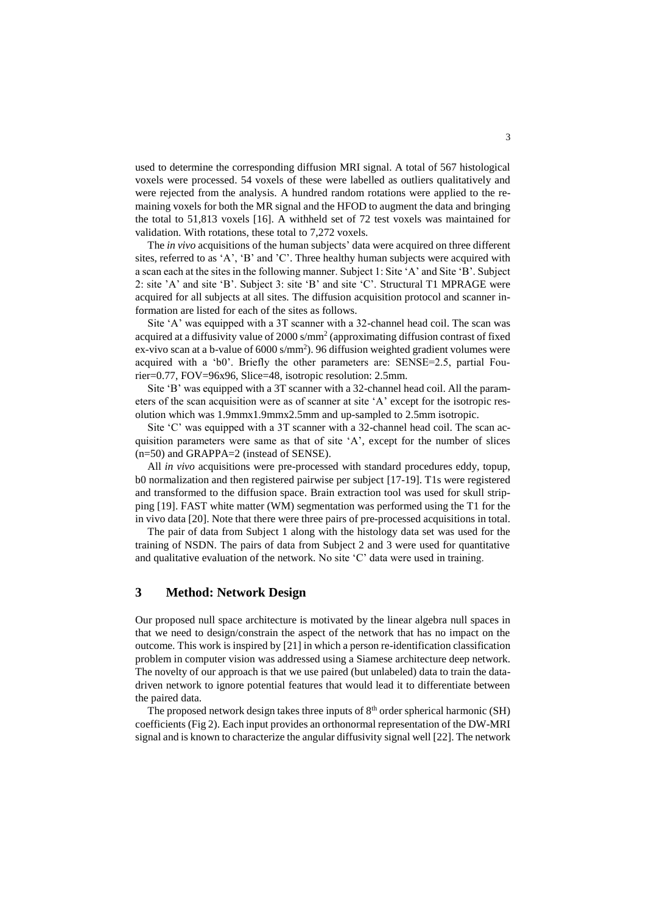used to determine the corresponding diffusion MRI signal. A total of 567 histological voxels were processed. 54 voxels of these were labelled as outliers qualitatively and were rejected from the analysis. A hundred random rotations were applied to the remaining voxels for both the MR signal and the HFOD to augment the data and bringing the total to 51,813 voxels [16]. A withheld set of 72 test voxels was maintained for validation. With rotations, these total to 7,272 voxels.

The *in vivo* acquisitions of the human subjects' data were acquired on three different sites, referred to as 'A', 'B' and 'C'. Three healthy human subjects were acquired with a scan each at the sites in the following manner. Subject 1: Site 'A' and Site 'B'. Subject 2: site 'A' and site 'B'. Subject 3: site 'B' and site 'C'. Structural T1 MPRAGE were acquired for all subjects at all sites. The diffusion acquisition protocol and scanner information are listed for each of the sites as follows.

Site 'A' was equipped with a 3T scanner with a 32-channel head coil. The scan was acquired at a diffusivity value of 2000 s/mm$^2$ (approximating diffusion contrast of fixed ex-vivo scan at a b-value of 6000 s/mm$^2$). 96 diffusion weighted gradient volumes were acquired with a 'b0'. Briefly the other parameters are: SENSE=2.5, partial Fourier=0.77, FOV=96x96, Slice=48, isotropic resolution: 2.5mm.

Site 'B' was equipped with a 3T scanner with a 32-channel head coil. All the parameters of the scan acquisition were as of scanner at site 'A' except for the isotropic resolution which was 1.9mmx1.9mmx2.5mm and up-sampled to 2.5mm isotropic.

Site 'C' was equipped with a 3T scanner with a 32-channel head coil. The scan acquisition parameters were same as that of site 'A', except for the number of slices (n=50) and GRAPPA=2 (instead of SENSE).

All *in vivo* acquisitions were pre-processed with standard procedures eddy, topup, b0 normalization and then registered pairwise per subject [17-19]. T1s were registered and transformed to the diffusion space. Brain extraction tool was used for skull stripping [19]. FAST white matter (WM) segmentation was performed using the T1 for the in vivo data [20]. Note that there were three pairs of pre-processed acquisitions in total.

The pair of data from Subject 1 along with the histology data set was used for the training of NSDN. The pairs of data from Subject 2 and 3 were used for quantitative and qualitative evaluation of the network. No site 'C' data were used in training.

## 3 Method: Network Design

Our proposed null space architecture is motivated by the linear algebra null spaces in that we need to design/constrain the aspect of the network that has no impact on the outcome. This work is inspired by [21] in which a person re-identification classification problem in computer vision was addressed using a Siamese architecture deep network. The novelty of our approach is that we use paired (but unlabeled) data to train the data-driven network to ignore potential features that would lead it to differentiate between the paired data.

The proposed network design takes three inputs of 8$^{th}$ order spherical harmonic (SH) coefficients (Fig 2). Each input provides an orthonormal representation of the DW-MRI signal and is known to characterize the angular diffusivity signal well [22]. The network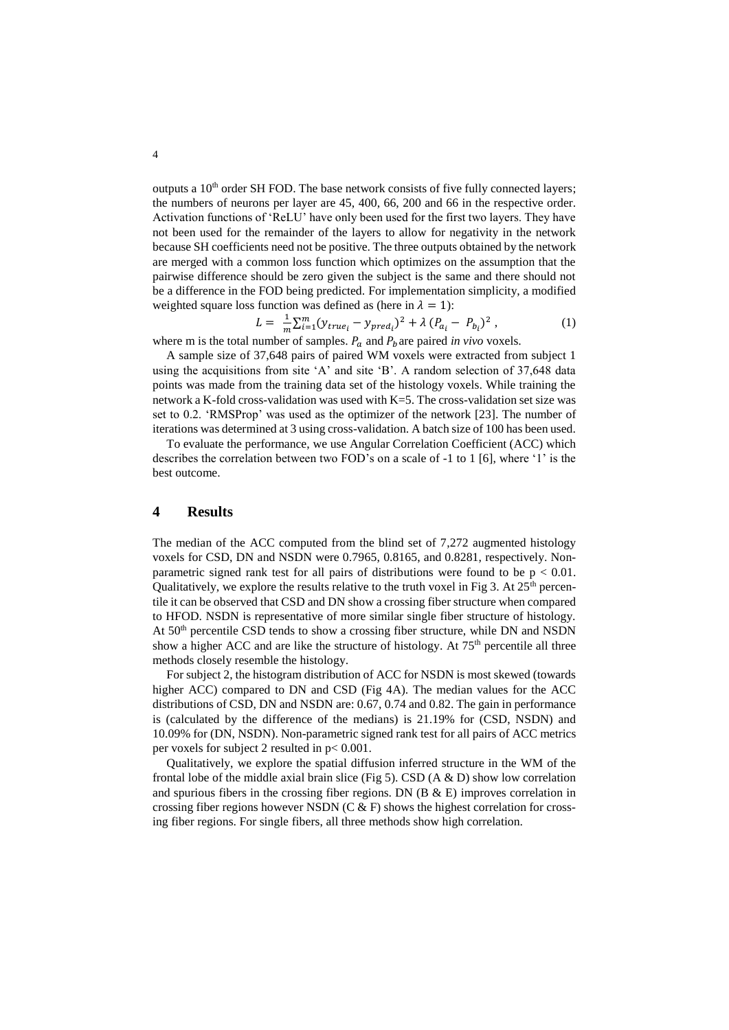outputs a $10^{th}$ order SH FOD. The base network consists of five fully connected layers; the numbers of neurons per layer are 45, 400, 66, 200 and 66 in the respective order. Activation functions of 'ReLU' have only been used for the first two layers. They have not been used for the remainder of the layers to allow for negativity in the network because SH coefficients need not be positive. The three outputs obtained by the network are merged with a common loss function which optimizes on the assumption that the pairwise difference should be zero given the subject is the same and there should not be a difference in the FOD being predicted. For implementation simplicity, a modified weighted square loss function was defined as (here in $\lambda = 1$):

$$L = \frac{1}{m}\sum_{i=1}^{m}(y_{true_i} - y_{pred_i})^2 + \lambda\,(P_{a_i} - P_{b_i})^2\,, \qquad (1)$$

where m is the total number of samples. $P_a$ and $P_b$ are paired *in vivo* voxels.

A sample size of 37,648 pairs of paired WM voxels were extracted from subject 1 using the acquisitions from site 'A' and site 'B'. A random selection of 37,648 data points was made from the training data set of the histology voxels. While training the network a K-fold cross-validation was used with K=5. The cross-validation set size was set to 0.2. 'RMSProp' was used as the optimizer of the network [23]. The number of iterations was determined at 3 using cross-validation. A batch size of 100 has been used.

To evaluate the performance, we use Angular Correlation Coefficient (ACC) which describes the correlation between two FOD's on a scale of -1 to 1 [6], where '1' is the best outcome.

## 4 Results

The median of the ACC computed from the blind set of 7,272 augmented histology voxels for CSD, DN and NSDN were 0.7965, 0.8165, and 0.8281, respectively. Non-parametric signed rank test for all pairs of distributions were found to be $p < 0.01$. Qualitatively, we explore the results relative to the truth voxel in Fig 3. At $25^{th}$ percentile it can be observed that CSD and DN show a crossing fiber structure when compared to HFOD. NSDN is representative of more similar single fiber structure of histology. At $50^{th}$ percentile CSD tends to show a crossing fiber structure, while DN and NSDN show a higher ACC and are like the structure of histology. At $75^{th}$ percentile all three methods closely resemble the histology.

For subject 2, the histogram distribution of ACC for NSDN is most skewed (towards higher ACC) compared to DN and CSD (Fig 4A). The median values for the ACC distributions of CSD, DN and NSDN are: 0.67, 0.74 and 0.82. The gain in performance is (calculated by the difference of the medians) is 21.19% for (CSD, NSDN) and 10.09% for (DN, NSDN). Non-parametric signed rank test for all pairs of ACC metrics per voxels for subject 2 resulted in $p < 0.001$.

Qualitatively, we explore the spatial diffusion inferred structure in the WM of the frontal lobe of the middle axial brain slice (Fig 5). CSD (A & D) show low correlation and spurious fibers in the crossing fiber regions. DN (B & E) improves correlation in crossing fiber regions however NSDN (C & F) shows the highest correlation for crossing fiber regions. For single fibers, all three methods show high correlation.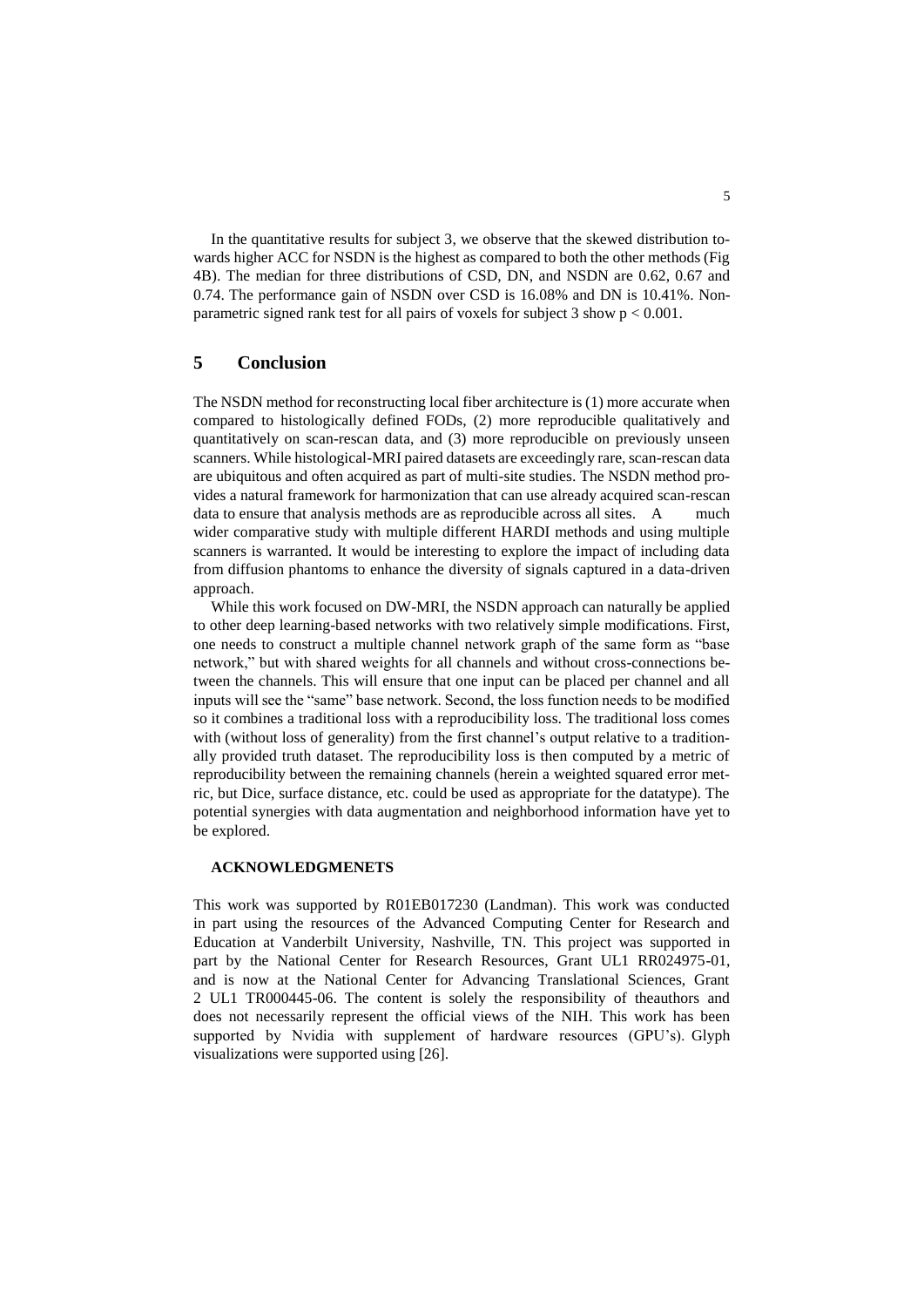In the quantitative results for subject 3, we observe that the skewed distribution towards higher ACC for NSDN is the highest as compared to both the other methods (Fig 4B). The median for three distributions of CSD, DN, and NSDN are 0.62, 0.67 and 0.74. The performance gain of NSDN over CSD is 16.08% and DN is 10.41%. Non-parametric signed rank test for all pairs of voxels for subject 3 show $p < 0.001$.

## 5 Conclusion

The NSDN method for reconstructing local fiber architecture is (1) more accurate when compared to histologically defined FODs, (2) more reproducible qualitatively and quantitatively on scan-rescan data, and (3) more reproducible on previously unseen scanners. While histological-MRI paired datasets are exceedingly rare, scan-rescan data are ubiquitous and often acquired as part of multi-site studies. The NSDN method provides a natural framework for harmonization that can use already acquired scan-rescan data to ensure that analysis methods are as reproducible across all sites. A much wider comparative study with multiple different HARDI methods and using multiple scanners is warranted. It would be interesting to explore the impact of including data from diffusion phantoms to enhance the diversity of signals captured in a data-driven approach.

While this work focused on DW-MRI, the NSDN approach can naturally be applied to other deep learning-based networks with two relatively simple modifications. First, one needs to construct a multiple channel network graph of the same form as "base network," but with shared weights for all channels and without cross-connections between the channels. This will ensure that one input can be placed per channel and all inputs will see the "same" base network. Second, the loss function needs to be modified so it combines a traditional loss with a reproducibility loss. The traditional loss comes with (without loss of generality) from the first channel's output relative to a traditionally provided truth dataset. The reproducibility loss is then computed by a metric of reproducibility between the remaining channels (herein a weighted squared error metric, but Dice, surface distance, etc. could be used as appropriate for the datatype). The potential synergies with data augmentation and neighborhood information have yet to be explored.

**ACKNOWLEDGMENETS**

This work was supported by R01EB017230 (Landman). This work was conducted in part using the resources of the Advanced Computing Center for Research and Education at Vanderbilt University, Nashville, TN. This project was supported in part by the National Center for Research Resources, Grant UL1 RR024975-01, and is now at the National Center for Advancing Translational Sciences, Grant 2 UL1 TR000445-06. The content is solely the responsibility of theauthors and does not necessarily represent the official views of the NIH. This work has been supported by Nvidia with supplement of hardware resources (GPU's). Glyph visualizations were supported using [26].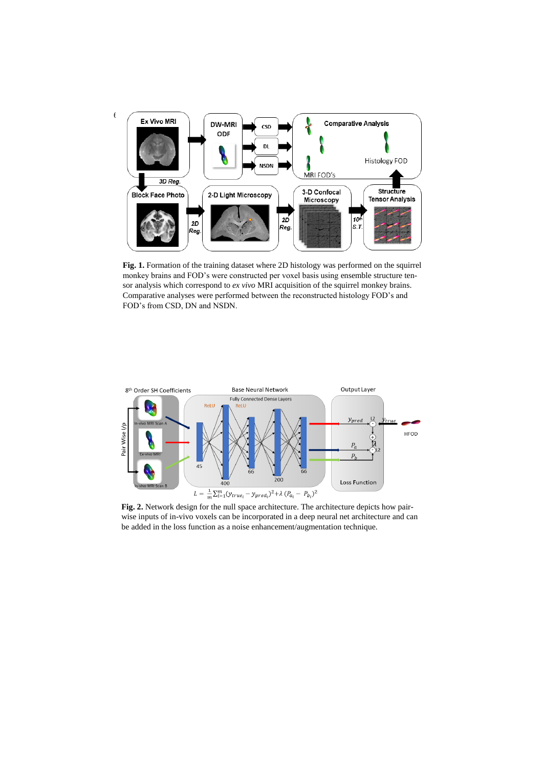**Fig. 1.** Formation of the training dataset where 2D histology was performed on the squirrel monkey brains and FOD's were constructed per voxel basis using ensemble structure tensor analysis which correspond to *ex vivo* MRI acquisition of the squirrel monkey brains. Comparative analyses were performed between the reconstructed histology FOD's and FOD's from CSD, DN and NSDN.

$$L = \frac{1}{m}\sum_{i=1}^{m}(y_{true_i} - y_{pred_i})^2 + \lambda\,(P_{a_i} - P_{b_i})^2$$

**Fig. 2.** Network design for the null space architecture. The architecture depicts how pair-wise inputs of in-vivo voxels can be incorporated in a deep neural net architecture and can be added in the loss function as a noise enhancement/augmentation technique.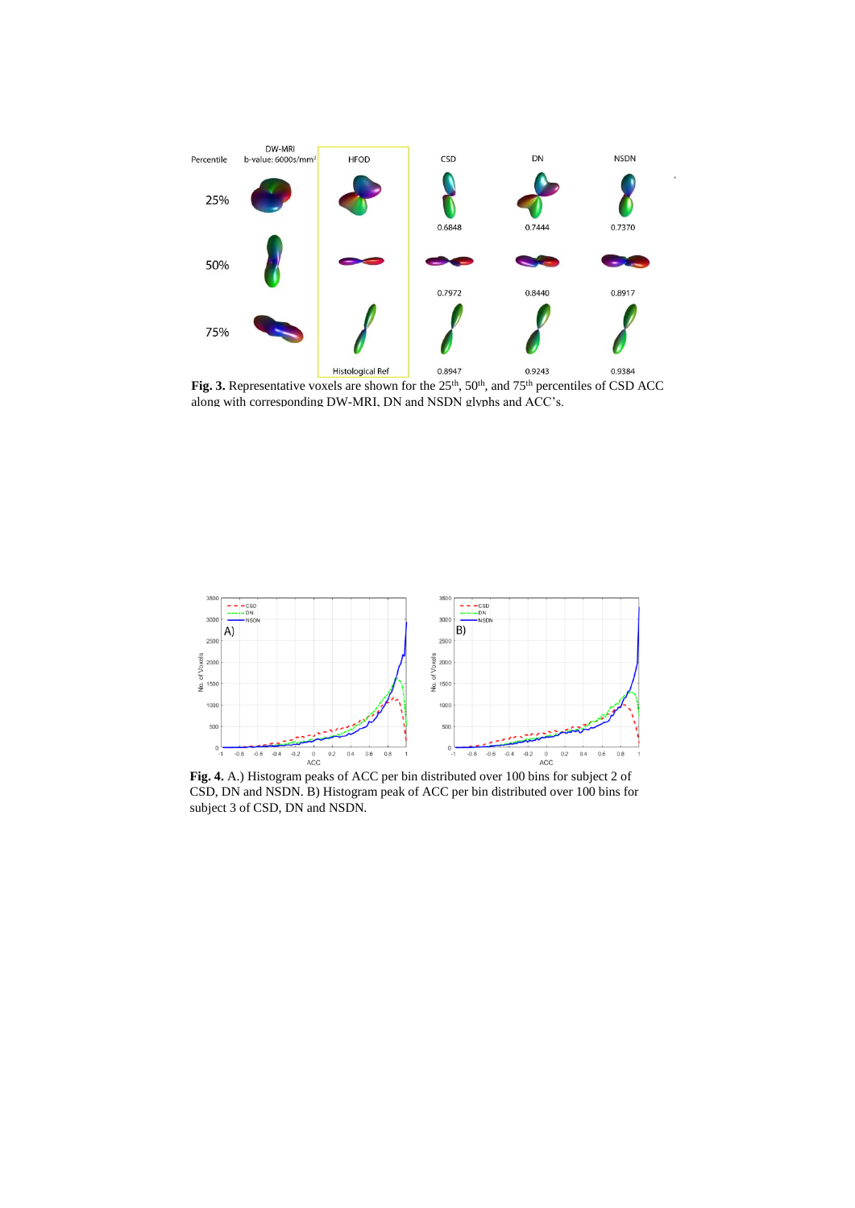**Fig. 3.** Representative voxels are shown for the 25th, 50th, and 75th percentiles of CSD ACC along with corresponding DW-MRI, DN and NSDN glyphs and ACC's.

**Fig. 4.** A.) Histogram peaks of ACC per bin distributed over 100 bins for subject 2 of CSD, DN and NSDN. B) Histogram peak of ACC per bin distributed over 100 bins for subject 3 of CSD, DN and NSDN.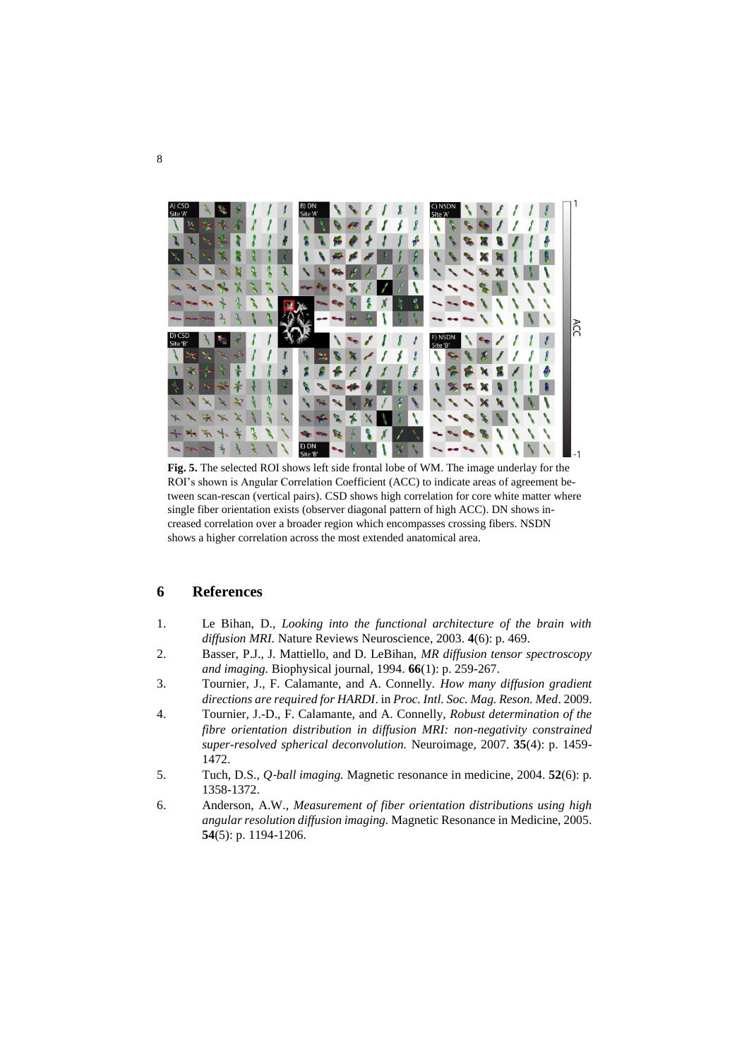**Fig. 5.** The selected ROI shows left side frontal lobe of WM. The image underlay for the ROI's shown is Angular Correlation Coefficient (ACC) to indicate areas of agreement between scan-rescan (vertical pairs). CSD shows high correlation for core white matter where single fiber orientation exists (observer diagonal pattern of high ACC). DN shows increased correlation over a broader region which encompasses crossing fibers. NSDN shows a higher correlation across the most extended anatomical area.

## 6 References

1. Le Bihan, D., *Looking into the functional architecture of the brain with diffusion MRI.* Nature Reviews Neuroscience, 2003. **4**(6): p. 469.
2. Basser, P.J., J. Mattiello, and D. LeBihan, *MR diffusion tensor spectroscopy and imaging.* Biophysical journal, 1994. **66**(1): p. 259-267.
3. Tournier, J., F. Calamante, and A. Connelly. *How many diffusion gradient directions are required for HARDI*. in *Proc. Intl. Soc. Mag. Reson. Med*. 2009.
4. Tournier, J.-D., F. Calamante, and A. Connelly, *Robust determination of the fibre orientation distribution in diffusion MRI: non-negativity constrained super-resolved spherical deconvolution.* Neuroimage, 2007. **35**(4): p. 1459-1472.
5. Tuch, D.S., *Q-ball imaging.* Magnetic resonance in medicine, 2004. **52**(6): p. 1358-1372.
6. Anderson, A.W., *Measurement of fiber orientation distributions using high angular resolution diffusion imaging.* Magnetic Resonance in Medicine, 2005. **54**(5): p. 1194-1206.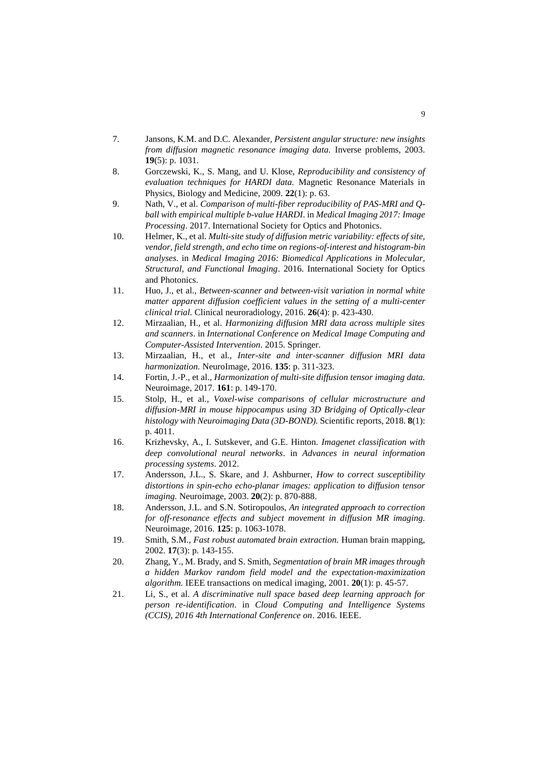7. Jansons, K.M. and D.C. Alexander, *Persistent angular structure: new insights from diffusion magnetic resonance imaging data.* Inverse problems, 2003. **19**(5): p. 1031.
8. Gorczewski, K., S. Mang, and U. Klose, *Reproducibility and consistency of evaluation techniques for HARDI data.* Magnetic Resonance Materials in Physics, Biology and Medicine, 2009. **22**(1): p. 63.
9. Nath, V., et al. *Comparison of multi-fiber reproducibility of PAS-MRI and Q-ball with empirical multiple b-value HARDI*. in *Medical Imaging 2017: Image Processing*. 2017. International Society for Optics and Photonics.
10. Helmer, K., et al. *Multi-site study of diffusion metric variability: effects of site, vendor, field strength, and echo time on regions-of-interest and histogram-bin analyses*. in *Medical Imaging 2016: Biomedical Applications in Molecular, Structural, and Functional Imaging*. 2016. International Society for Optics and Photonics.
11. Huo, J., et al., *Between-scanner and between-visit variation in normal white matter apparent diffusion coefficient values in the setting of a multi-center clinical trial.* Clinical neuroradiology, 2016. **26**(4): p. 423-430.
12. Mirzaalian, H., et al. *Harmonizing diffusion MRI data across multiple sites and scanners*. in *International Conference on Medical Image Computing and Computer-Assisted Intervention*. 2015. Springer.
13. Mirzaalian, H., et al., *Inter-site and inter-scanner diffusion MRI data harmonization.* NeuroImage, 2016. **135**: p. 311-323.
14. Fortin, J.-P., et al., *Harmonization of multi-site diffusion tensor imaging data.* Neuroimage, 2017. **161**: p. 149-170.
15. Stolp, H., et al., *Voxel-wise comparisons of cellular microstructure and diffusion-MRI in mouse hippocampus using 3D Bridging of Optically-clear histology with Neuroimaging Data (3D-BOND).* Scientific reports, 2018. **8**(1): p. 4011.
16. Krizhevsky, A., I. Sutskever, and G.E. Hinton. *Imagenet classification with deep convolutional neural networks*. in *Advances in neural information processing systems*. 2012.
17. Andersson, J.L., S. Skare, and J. Ashburner, *How to correct susceptibility distortions in spin-echo echo-planar images: application to diffusion tensor imaging.* Neuroimage, 2003. **20**(2): p. 870-888.
18. Andersson, J.L. and S.N. Sotiropoulos, *An integrated approach to correction for off-resonance effects and subject movement in diffusion MR imaging.* Neuroimage, 2016. **125**: p. 1063-1078.
19. Smith, S.M., *Fast robust automated brain extraction.* Human brain mapping, 2002. **17**(3): p. 143-155.
20. Zhang, Y., M. Brady, and S. Smith, *Segmentation of brain MR images through a hidden Markov random field model and the expectation-maximization algorithm.* IEEE transactions on medical imaging, 2001. **20**(1): p. 45-57.
21. Li, S., et al. *A discriminative null space based deep learning approach for person re-identification*. in *Cloud Computing and Intelligence Systems (CCIS), 2016 4th International Conference on*. 2016. IEEE.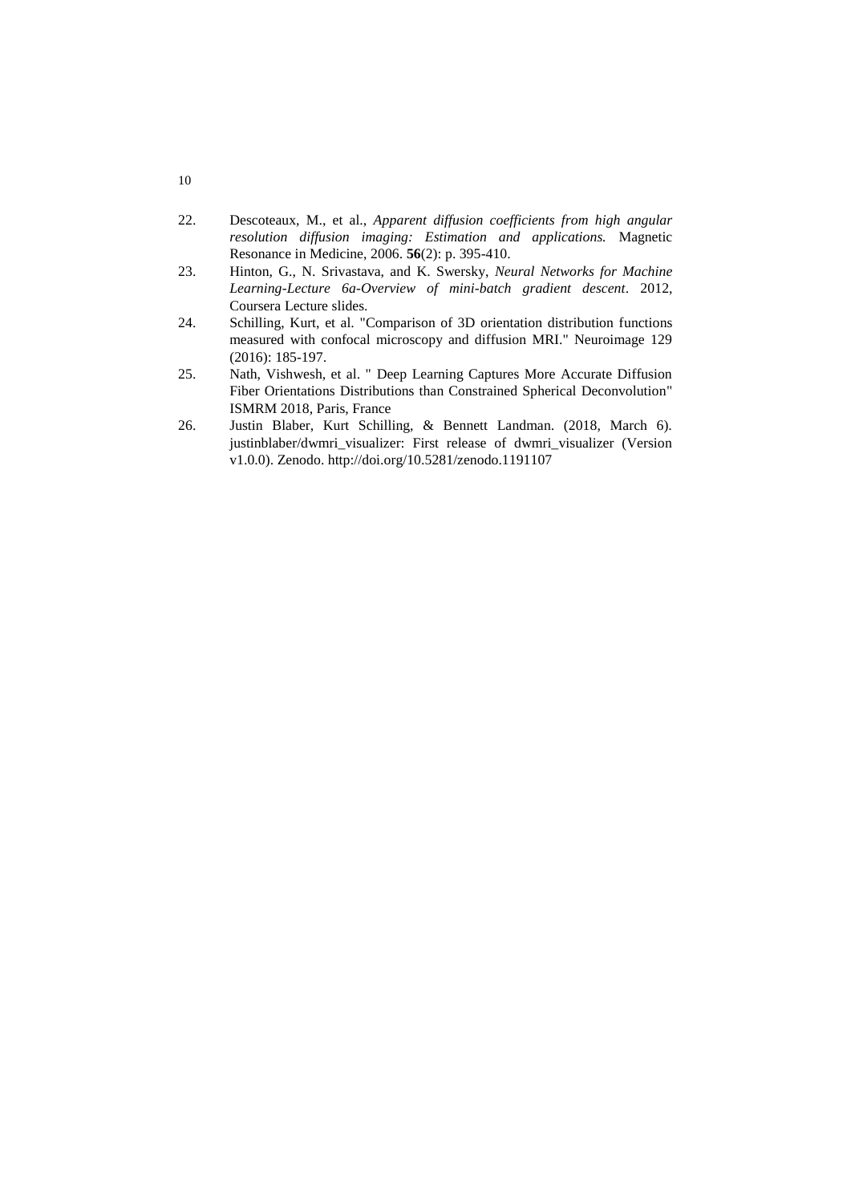22. Descoteaux, M., et al., *Apparent diffusion coefficients from high angular resolution diffusion imaging: Estimation and applications.* Magnetic Resonance in Medicine, 2006. **56**(2): p. 395-410.
23. Hinton, G., N. Srivastava, and K. Swersky, *Neural Networks for Machine Learning-Lecture 6a-Overview of mini-batch gradient descent*. 2012, Coursera Lecture slides.
24. Schilling, Kurt, et al. "Comparison of 3D orientation distribution functions measured with confocal microscopy and diffusion MRI." Neuroimage 129 (2016): 185-197.
25. Nath, Vishwesh, et al. " Deep Learning Captures More Accurate Diffusion Fiber Orientations Distributions than Constrained Spherical Deconvolution" ISMRM 2018, Paris, France
26. Justin Blaber, Kurt Schilling, & Bennett Landman. (2018, March 6). justinblaber/dwmri_visualizer: First release of dwmri_visualizer (Version v1.0.0). Zenodo. http://doi.org/10.5281/zenodo.1191107